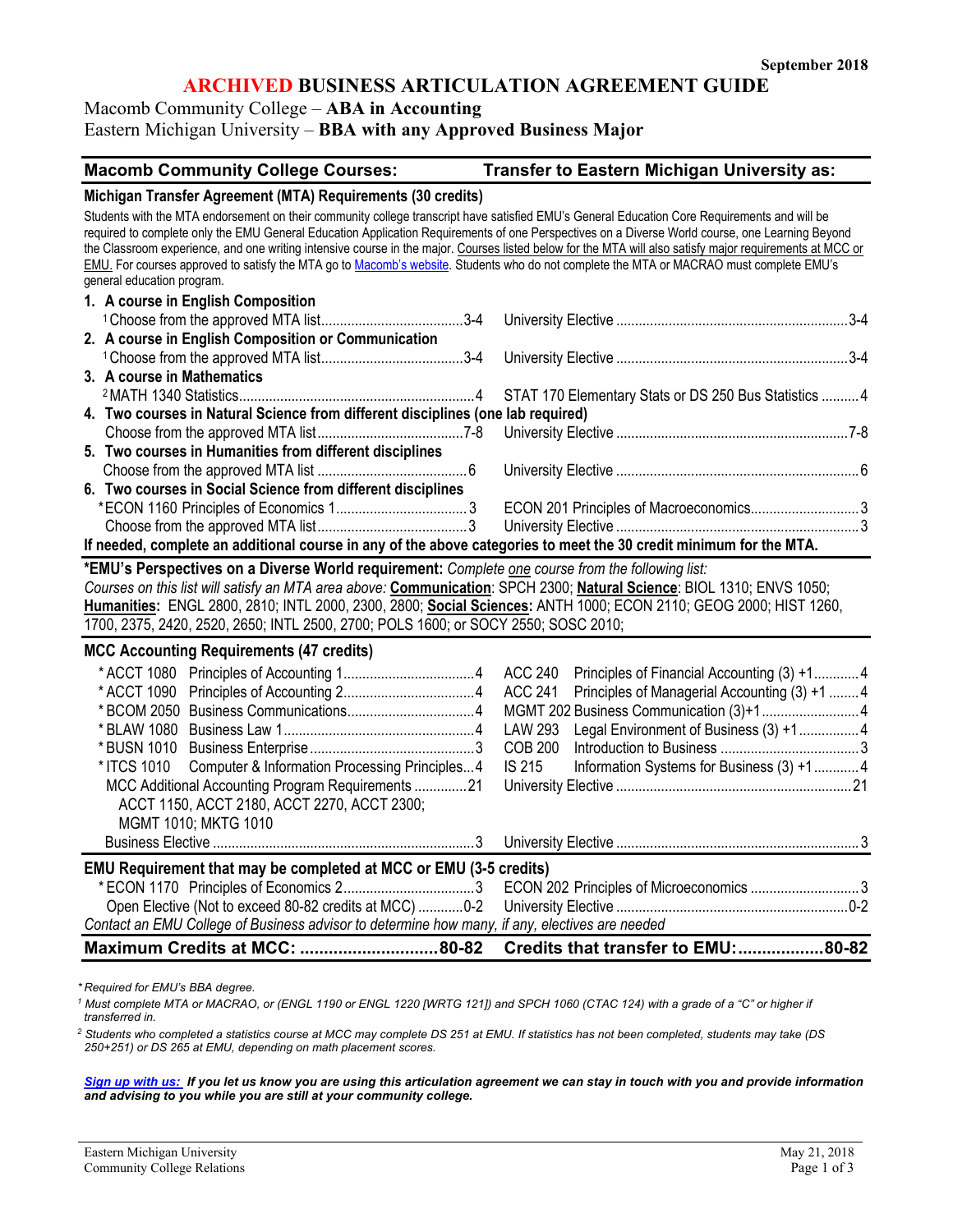September 2018

# ARCHIVED BUSINESS ARTICULATION AGREEMENT GUIDE

## Macomb Community College – **ABA in Accounting**
## Eastern Michigan University – **BBA with any Approved Business Major**

| Macomb Community College Courses: | Transfer to Eastern Michigan University as: |
|---|---|
| **Michigan Transfer Agreement (MTA) Requirements (30 credits)** | |
| Students with the MTA endorsement on their community college transcript have satisfied EMU's General Education Core Requirements and will be required to complete only the EMU General Education Application Requirements of one Perspectives on a Diverse World course, one Learning Beyond the Classroom experience, and one writing intensive course in the major. Courses listed below for the MTA will also satisfy major requirements at MCC or EMU. For courses approved to satisfy the MTA go to Macomb's website. Students who do not complete the MTA or MACRAO must complete EMU's general education program. | |
| **1. A course in English Composition** | |
| [1]Choose from the approved MTA list ...... 3-4 | University Elective ...... 3-4 |
| **2. A course in English Composition or Communication** | |
| [1]Choose from the approved MTA list ...... 3-4 | University Elective ...... 3-4 |
| **3. A course in Mathematics** | |
| [2]MATH 1340 Statistics ...... 4 | STAT 170 Elementary Stats or DS 250 Bus Statistics ...... 4 |
| **4. Two courses in Natural Science from different disciplines (one lab required)** | |
| Choose from the approved MTA list ...... 7-8 | University Elective ...... 7-8 |
| **5. Two courses in Humanities from different disciplines** | |
| Choose from the approved MTA list ...... 6 | University Elective ...... 6 |
| **6. Two courses in Social Science from different disciplines** | |
| *ECON 1160 Principles of Economics 1 ...... 3 | ECON 201 Principles of Macroeconomics ...... 3 |
| Choose from the approved MTA list ...... 3 | University Elective ...... 3 |
| **If needed, complete an additional course in any of the above categories to meet the 30 credit minimum for the MTA.** | |

**\*EMU's Perspectives on a Diverse World requirement:** *Complete one course from the following list:*
*Courses on this list will satisfy an MTA area above:* **Communication**: SPCH 2300; **Natural Science**: BIOL 1310; ENVS 1050; **Humanities:** ENGL 2800, 2810; INTL 2000, 2300, 2800; **Social Sciences:** ANTH 1000; ECON 2110; GEOG 2000; HIST 1260, 1700, 2375, 2420, 2520, 2650; INTL 2500, 2700; POLS 1600; or SOCY 2550; SOSC 2010;

| Macomb Community College Courses: | Transfer to Eastern Michigan University as: |
|---|---|
| **MCC Accounting Requirements (47 credits)** | |
| *ACCT 1080 Principles of Accounting 1 ...... 4 | ACC 240 Principles of Financial Accounting (3) +1 ...... 4 |
| *ACCT 1090 Principles of Accounting 2 ...... 4 | ACC 241 Principles of Managerial Accounting (3) +1 ...... 4 |
| *BCOM 2050 Business Communications ...... 4 | MGMT 202 Business Communication (3)+1 ...... 4 |
| *BLAW 1080 Business Law 1 ...... 4 | LAW 293 Legal Environment of Business (3) +1 ...... 4 |
| *BUSN 1010 Business Enterprise ...... 3 | COB 200 Introduction to Business ...... 3 |
| *ITCS 1010 Computer & Information Processing Principles ...... 4 | IS 215 Information Systems for Business (3) +1 ...... 4 |
| MCC Additional Accounting Program Requirements ...... 21<br>ACCT 1150, ACCT 2180, ACCT 2270, ACCT 2300; MGMT 1010; MKTG 1010 | University Elective ...... 21 |
| Business Elective ...... 3 | University Elective ...... 3 |
| **EMU Requirement that may be completed at MCC or EMU (3-5 credits)** | |
| *ECON 1170 Principles of Economics 2 ...... 3 | ECON 202 Principles of Microeconomics ...... 3 |
| Open Elective (Not to exceed 80-82 credits at MCC) ...... 0-2 | University Elective ...... 0-2 |
| *Contact an EMU College of Business advisor to determine how many, if any, electives are needed* | |
| **Maximum Credits at MCC: ...... 80-82** | **Credits that transfer to EMU: ...... 80-82** |

*\* Required for EMU's BBA degree.*

*[1] Must complete MTA or MACRAO, or (ENGL 1190 or ENGL 1220 [WRTG 121]) and SPCH 1060 (CTAC 124) with a grade of a "C" or higher if transferred in.*

*[2] Students who completed a statistics course at MCC may complete DS 251 at EMU. If statistics has not been completed, students may take (DS 250+251) or DS 265 at EMU, depending on math placement scores.*

***Sign up with us:** If you let us know you are using this articulation agreement we can stay in touch with you and provide information and advising to you while you are still at your community college.*

Eastern Michigan University
Community College Relations

May 21, 2018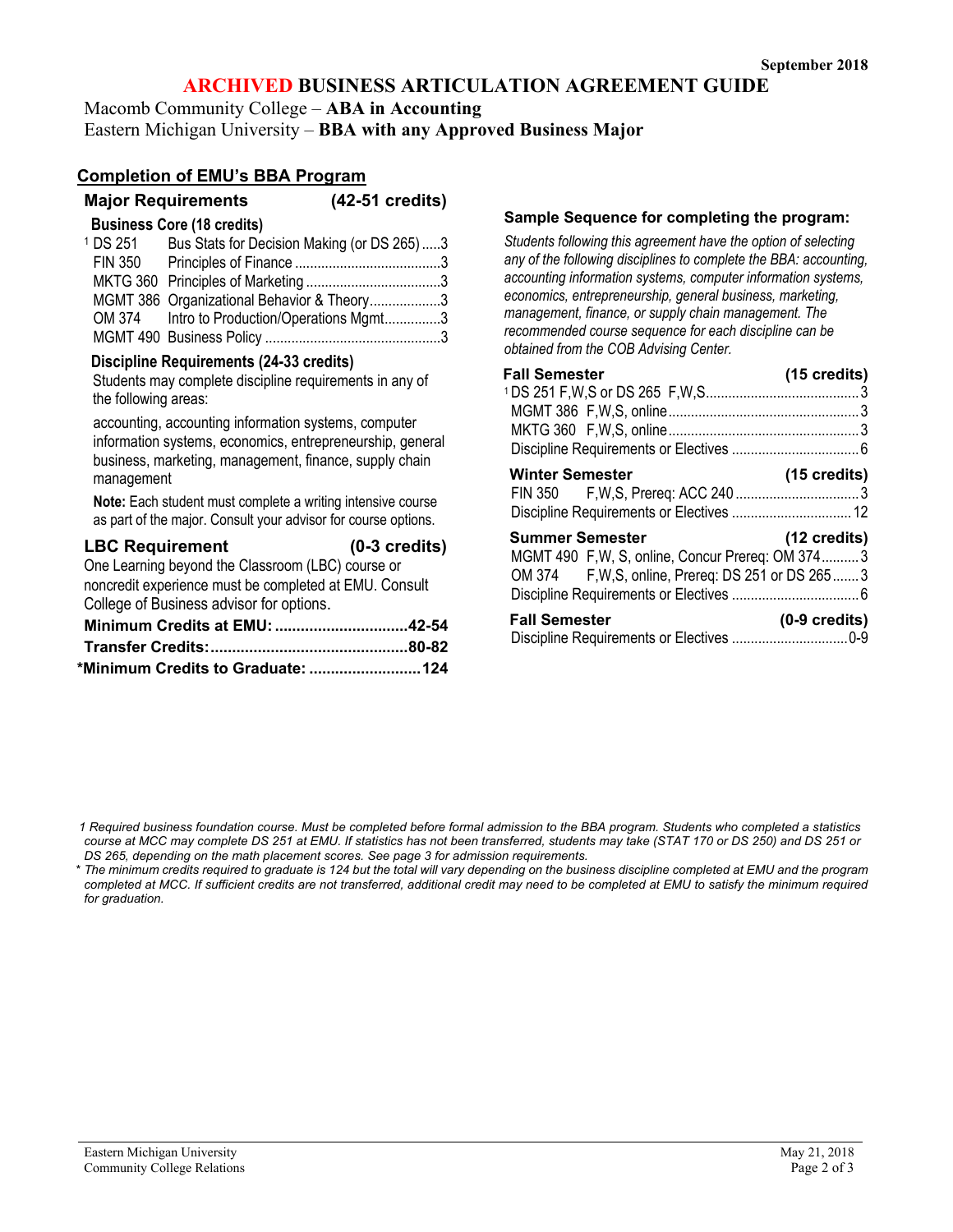September 2018

# ARCHIVED BUSINESS ARTICULATION AGREEMENT GUIDE

Macomb Community College – **ABA in Accounting**
Eastern Michigan University – **BBA with any Approved Business Major**

## Completion of EMU's BBA Program

### Major Requirements (42-51 credits)

**Business Core (18 credits)**

| Course | Title | Credits |
|---|---|---|
| [1] DS 251 | Bus Stats for Decision Making (or DS 265) | 3 |
| FIN 350 | Principles of Finance | 3 |
| MKTG 360 | Principles of Marketing | 3 |
| MGMT 386 | Organizational Behavior & Theory | 3 |
| OM 374 | Intro to Production/Operations Mgmt | 3 |
| MGMT 490 | Business Policy | 3 |

**Discipline Requirements (24-33 credits)**

Students may complete discipline requirements in any of the following areas:

accounting, accounting information systems, computer information systems, economics, entrepreneurship, general business, marketing, management, finance, supply chain management

**Note:** Each student must complete a writing intensive course as part of the major. Consult your advisor for course options.

### LBC Requirement (0-3 credits)

One Learning beyond the Classroom (LBC) course or noncredit experience must be completed at EMU. Consult College of Business advisor for options.

**Minimum Credits at EMU: 42-54**
**Transfer Credits: 80-82**
***Minimum Credits to Graduate: 124**

### Sample Sequence for completing the program:

*Students following this agreement have the option of selecting any of the following disciplines to complete the BBA: accounting, accounting information systems, computer information systems, economics, entrepreneurship, general business, marketing, management, finance, or supply chain management. The recommended course sequence for each discipline can be obtained from the COB Advising Center.*

**Fall Semester (15 credits)**

| Course | Credits |
|---|---|
| [1] DS 251 F,W,S or DS 265 F,W,S | 3 |
| MGMT 386 F,W,S, online | 3 |
| MKTG 360 F,W,S, online | 3 |
| Discipline Requirements or Electives | 6 |

**Winter Semester (15 credits)**

| Course | Credits |
|---|---|
| FIN 350 F,W,S, Prereq: ACC 240 | 3 |
| Discipline Requirements or Electives | 12 |

**Summer Semester (12 credits)**

| Course | Credits |
|---|---|
| MGMT 490 F,W, S, online, Concur Prereq: OM 374 | 3 |
| OM 374 F,W,S, online, Prereq: DS 251 or DS 265 | 3 |
| Discipline Requirements or Electives | 6 |

**Fall Semester (0-9 credits)**

| Course | Credits |
|---|---|
| Discipline Requirements or Electives | 0-9 |

*1 Required business foundation course. Must be completed before formal admission to the BBA program. Students who completed a statistics course at MCC may complete DS 251 at EMU. If statistics has not been transferred, students may take (STAT 170 or DS 250) and DS 251 or DS 265, depending on the math placement scores. See page 3 for admission requirements.*

*\* The minimum credits required to graduate is 124 but the total will vary depending on the business discipline completed at EMU and the program completed at MCC. If sufficient credits are not transferred, additional credit may need to be completed at EMU to satisfy the minimum required for graduation.*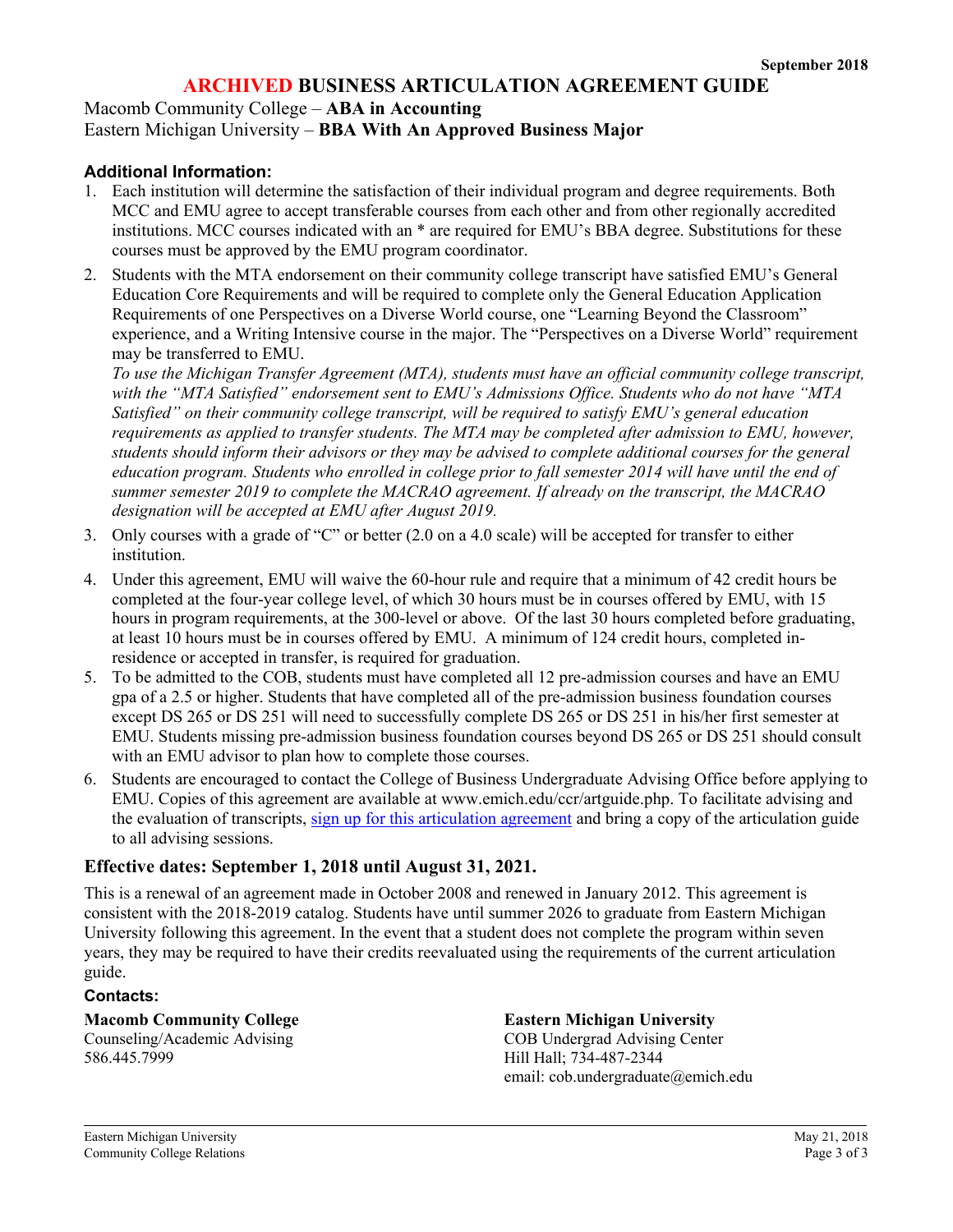September 2018

# ARCHIVED BUSINESS ARTICULATION AGREEMENT GUIDE

Macomb Community College – **ABA in Accounting**
Eastern Michigan University – **BBA With An Approved Business Major**

### Additional Information:

1. Each institution will determine the satisfaction of their individual program and degree requirements. Both MCC and EMU agree to accept transferable courses from each other and from other regionally accredited institutions. MCC courses indicated with an * are required for EMU's BBA degree. Substitutions for these courses must be approved by the EMU program coordinator.
2. Students with the MTA endorsement on their community college transcript have satisfied EMU's General Education Core Requirements and will be required to complete only the General Education Application Requirements of one Perspectives on a Diverse World course, one "Learning Beyond the Classroom" experience, and a Writing Intensive course in the major. The "Perspectives on a Diverse World" requirement may be transferred to EMU.
   *To use the Michigan Transfer Agreement (MTA), students must have an official community college transcript, with the "MTA Satisfied" endorsement sent to EMU's Admissions Office. Students who do not have "MTA Satisfied" on their community college transcript, will be required to satisfy EMU's general education requirements as applied to transfer students. The MTA may be completed after admission to EMU, however, students should inform their advisors or they may be advised to complete additional courses for the general education program. Students who enrolled in college prior to fall semester 2014 will have until the end of summer semester 2019 to complete the MACRAO agreement. If already on the transcript, the MACRAO designation will be accepted at EMU after August 2019.*
3. Only courses with a grade of "C" or better (2.0 on a 4.0 scale) will be accepted for transfer to either institution.
4. Under this agreement, EMU will waive the 60-hour rule and require that a minimum of 42 credit hours be completed at the four-year college level, of which 30 hours must be in courses offered by EMU, with 15 hours in program requirements, at the 300-level or above. Of the last 30 hours completed before graduating, at least 10 hours must be in courses offered by EMU. A minimum of 124 credit hours, completed in-residence or accepted in transfer, is required for graduation.
5. To be admitted to the COB, students must have completed all 12 pre-admission courses and have an EMU gpa of a 2.5 or higher. Students that have completed all of the pre-admission business foundation courses except DS 265 or DS 251 will need to successfully complete DS 265 or DS 251 in his/her first semester at EMU. Students missing pre-admission business foundation courses beyond DS 265 or DS 251 should consult with an EMU advisor to plan how to complete those courses.
6. Students are encouraged to contact the College of Business Undergraduate Advising Office before applying to EMU. Copies of this agreement are available at www.emich.edu/ccr/artguide.php. To facilitate advising and the evaluation of transcripts, sign up for this articulation agreement and bring a copy of the articulation guide to all advising sessions.

## Effective dates: September 1, 2018 until August 31, 2021.

This is a renewal of an agreement made in October 2008 and renewed in January 2012. This agreement is consistent with the 2018-2019 catalog. Students have until summer 2026 to graduate from Eastern Michigan University following this agreement. In the event that a student does not complete the program within seven years, they may be required to have their credits reevaluated using the requirements of the current articulation guide.

### Contacts:

**Macomb Community College**
Counseling/Academic Advising
586.445.7999

**Eastern Michigan University**
COB Undergrad Advising Center
Hill Hall; 734-487-2344
email: cob.undergraduate@emich.edu

Eastern Michigan University
Community College Relations

May 21, 2018